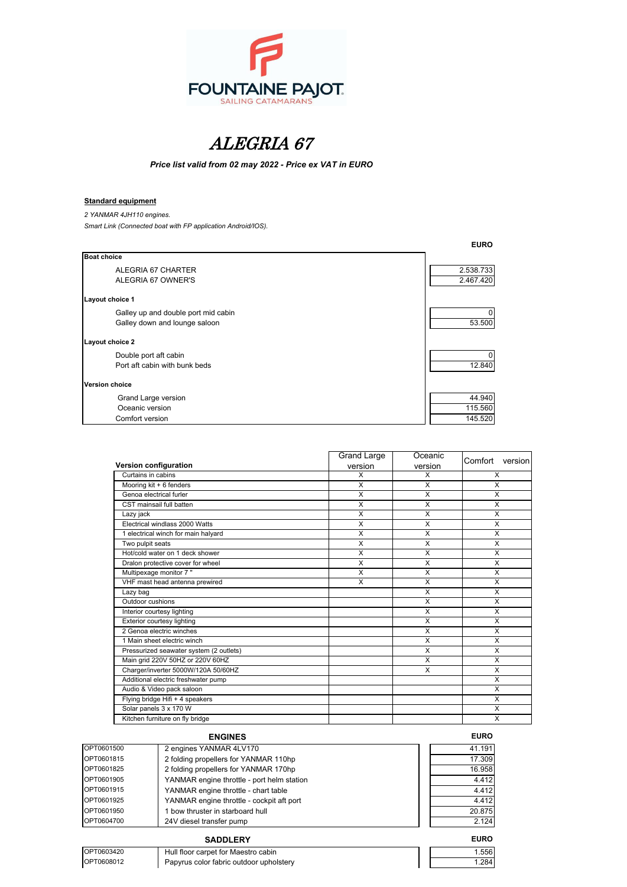FOUNTAINE PAJOT
SAILING CATAMARANS

# *ALEGRIA 67*

***Price list valid from 02 may 2022 - Price ex VAT in EURO***

**Standard equipment**

*2 YANMAR 4JH110 engines.*

*Smart Link (Connected boat with FP application Android/IOS).*

| | EURO |
|---|---|
| **Boat choice** | |
| ALEGRIA 67 CHARTER | 2.538.733 |
| ALEGRIA 67 OWNER'S | 2.467.420 |
| **Layout choice 1** | |
| Galley up and double port mid cabin | 0 |
| Galley down and lounge saloon | 53.500 |
| **Layout choice 2** | |
| Double port aft cabin | 0 |
| Port aft cabin with bunk beds | 12.840 |
| **Version choice** | |
| Grand Large version | 44.940 |
| Oceanic version | 115.560 |
| Comfort version | 145.520 |

| Version configuration | Grand Large version | Oceanic version | Comfort version |
|---|---|---|---|
| Curtains in cabins | X | X | X |
| Mooring kit + 6 fenders | X | X | X |
| Genoa electrical furler | X | X | X |
| CST mainsail full batten | X | X | X |
| Lazy jack | X | X | X |
| Electrical windlass 2000 Watts | X | X | X |
| 1 electrical winch for main halyard | X | X | X |
| Two pulpit seats | X | X | X |
| Hot/cold water on 1 deck shower | X | X | X |
| Dralon protective cover for wheel | X | X | X |
| Multipexage monitor 7 " | X | X | X |
| VHF mast head antenna prewired | X | X | X |
| Lazy bag | | X | X |
| Outdoor cushions | | X | X |
| Interior courtesy lighting | | X | X |
| Exterior courtesy lighting | | X | X |
| 2 Genoa electric winches | | X | X |
| 1 Main sheet electric winch | | X | X |
| Pressurized seawater system (2 outlets) | | X | X |
| Main grid 220V 50HZ or 220V 60HZ | | X | X |
| Charger/inverter 5000W/120A 50/60HZ | | X | X |
| Additional electric freshwater pump | | | X |
| Audio & Video pack saloon | | | X |
| Flying bridge Hifi + 4 speakers | | | X |
| Solar panels 3 x 170 W | | | X |
| Kitchen furniture on fly bridge | | | X |

| | ENGINES | EURO |
|---|---|---|
| OPT0601500 | 2 engines YANMAR 4LV170 | 41.191 |
| OPT0601815 | 2 folding propellers for YANMAR 110hp | 17.309 |
| OPT0601825 | 2 folding propellers for YANMAR 170hp | 16.958 |
| OPT0601905 | YANMAR engine throttle - port helm station | 4.412 |
| OPT0601915 | YANMAR engine throttle - chart table | 4.412 |
| OPT0601925 | YANMAR engine throttle - cockpit aft port | 4.412 |
| OPT0601950 | 1 bow thruster in starboard hull | 20.875 |
| OPT0604700 | 24V diesel transfer pump | 2.124 |

| | SADDLERY | EURO |
|---|---|---|
| OPT0603420 | Hull floor carpet for Maestro cabin | 1.556 |
| OPT0608012 | Papyrus color fabric outdoor upholstery | 1.284 |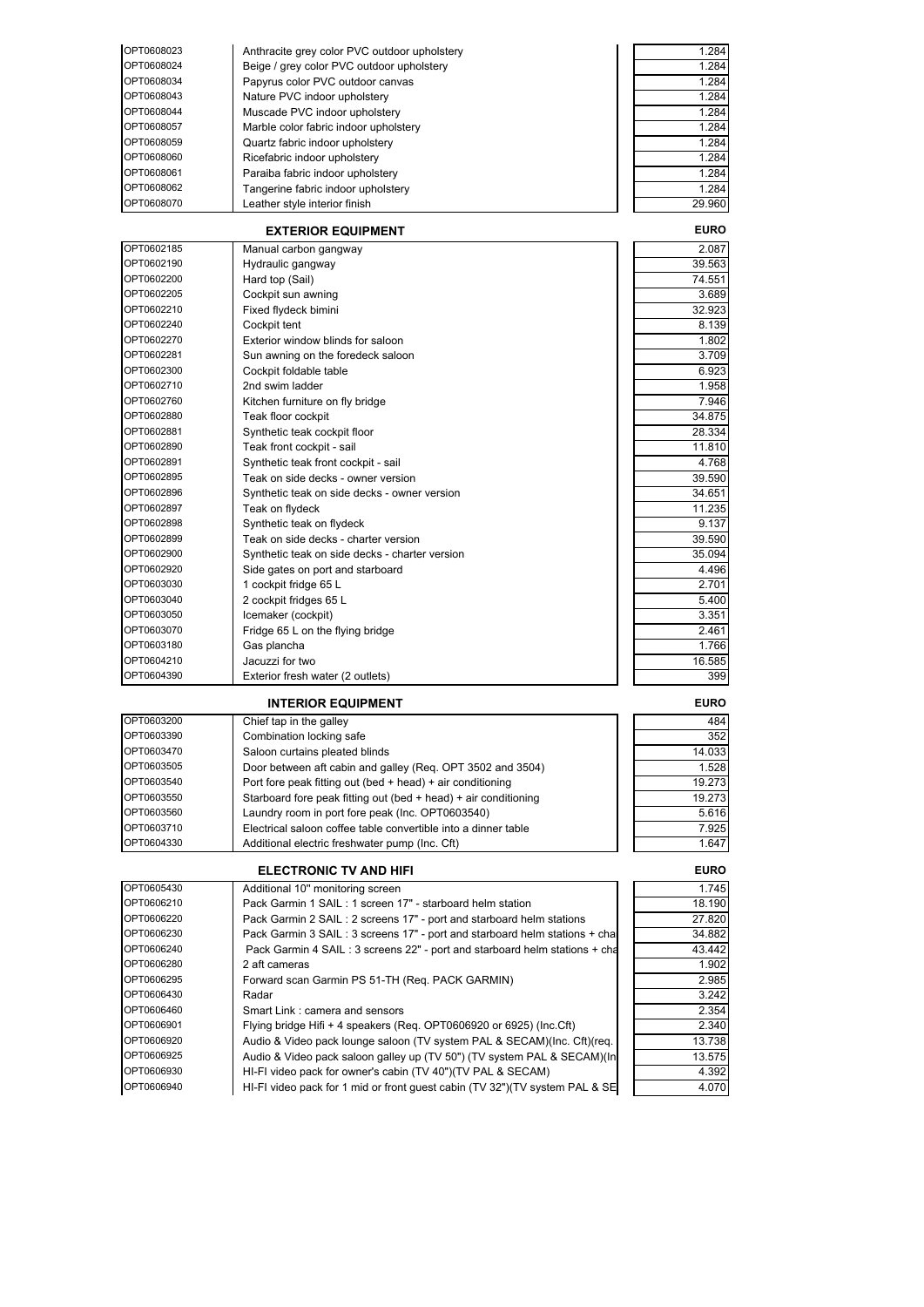| | | |
|---|---|---|
| OPT0608023 | Anthracite grey color PVC outdoor upholstery | 1.284 |
| OPT0608024 | Beige / grey color PVC outdoor upholstery | 1.284 |
| OPT0608034 | Papyrus color PVC outdoor canvas | 1.284 |
| OPT0608043 | Nature PVC indoor upholstery | 1.284 |
| OPT0608044 | Muscade PVC indoor upholstery | 1.284 |
| OPT0608057 | Marble color fabric indoor upholstery | 1.284 |
| OPT0608059 | Quartz fabric indoor upholstery | 1.284 |
| OPT0608060 | Ricefabric indoor upholstery | 1.284 |
| OPT0608061 | Paraiba fabric indoor upholstery | 1.284 |
| OPT0608062 | Tangerine fabric indoor upholstery | 1.284 |
| OPT0608070 | Leather style interior finish | 29.960 |

## EXTERIOR EQUIPMENT

| | | EURO |
|---|---|---|
| OPT0602185 | Manual carbon gangway | 2.087 |
| OPT0602190 | Hydraulic gangway | 39.563 |
| OPT0602200 | Hard top (Sail) | 74.551 |
| OPT0602205 | Cockpit sun awning | 3.689 |
| OPT0602210 | Fixed flydeck bimini | 32.923 |
| OPT0602240 | Cockpit tent | 8.139 |
| OPT0602270 | Exterior window blinds for saloon | 1.802 |
| OPT0602281 | Sun awning on the foredeck saloon | 3.709 |
| OPT0602300 | Cockpit foldable table | 6.923 |
| OPT0602710 | 2nd swim ladder | 1.958 |
| OPT0602760 | Kitchen furniture on fly bridge | 7.946 |
| OPT0602880 | Teak floor cockpit | 34.875 |
| OPT0602881 | Synthetic teak cockpit floor | 28.334 |
| OPT0602890 | Teak front cockpit - sail | 11.810 |
| OPT0602891 | Synthetic teak front cockpit - sail | 4.768 |
| OPT0602895 | Teak on side decks - owner version | 39.590 |
| OPT0602896 | Synthetic teak on side decks - owner version | 34.651 |
| OPT0602897 | Teak on flydeck | 11.235 |
| OPT0602898 | Synthetic teak on flydeck | 9.137 |
| OPT0602899 | Teak on side decks - charter version | 39.590 |
| OPT0602900 | Synthetic teak on side decks - charter version | 35.094 |
| OPT0602920 | Side gates on port and starboard | 4.496 |
| OPT0603030 | 1 cockpit fridge 65 L | 2.701 |
| OPT0603040 | 2 cockpit fridges 65 L | 5.400 |
| OPT0603050 | Icemaker (cockpit) | 3.351 |
| OPT0603070 | Fridge 65 L on the flying bridge | 2.461 |
| OPT0603180 | Gas plancha | 1.766 |
| OPT0604210 | Jacuzzi for two | 16.585 |
| OPT0604390 | Exterior fresh water (2 outlets) | 399 |

## INTERIOR EQUIPMENT

| | | EURO |
|---|---|---|
| OPT0603200 | Chief tap in the galley | 484 |
| OPT0603390 | Combination locking safe | 352 |
| OPT0603470 | Saloon curtains pleated blinds | 14.033 |
| OPT0603505 | Door between aft cabin and galley (Req. OPT 3502 and 3504) | 1.528 |
| OPT0603540 | Port fore peak fitting out (bed + head) + air conditioning | 19.273 |
| OPT0603550 | Starboard fore peak fitting out (bed + head) + air conditioning | 19.273 |
| OPT0603560 | Laundry room in port fore peak (Inc. OPT0603540) | 5.616 |
| OPT0603710 | Electrical saloon coffee table convertible into a dinner table | 7.925 |
| OPT0604330 | Additional electric freshwater pump (Inc. Cft) | 1.647 |

## ELECTRONIC TV AND HIFI

| | | EURO |
|---|---|---|
| OPT0605430 | Additional 10" monitoring screen | 1.745 |
| OPT0606210 | Pack Garmin 1 SAIL : 1 screen 17" - starboard helm station | 18.190 |
| OPT0606220 | Pack Garmin 2 SAIL : 2 screens 17" - port and starboard helm stations | 27.820 |
| OPT0606230 | Pack Garmin 3 SAIL : 3 screens 17" - port and starboard helm stations + cha | 34.882 |
| OPT0606240 | Pack Garmin 4 SAIL : 3 screens 22" - port and starboard helm stations + cha | 43.442 |
| OPT0606280 | 2 aft cameras | 1.902 |
| OPT0606295 | Forward scan Garmin PS 51-TH (Req. PACK GARMIN) | 2.985 |
| OPT0606430 | Radar | 3.242 |
| OPT0606460 | Smart Link : camera and sensors | 2.354 |
| OPT0606901 | Flying bridge Hifi + 4 speakers (Req. OPT0606920 or 6925) (Inc.Cft) | 2.340 |
| OPT0606920 | Audio & Video pack lounge saloon (TV system PAL & SECAM)(Inc. Cft)(req. | 13.738 |
| OPT0606925 | Audio & Video pack saloon galley up (TV 50") (TV system PAL & SECAM)(In | 13.575 |
| OPT0606930 | HI-FI video pack for owner's cabin (TV 40")(TV PAL & SECAM) | 4.392 |
| OPT0606940 | HI-FI video pack for 1 mid or front guest cabin (TV 32")(TV system PAL & SE | 4.070 |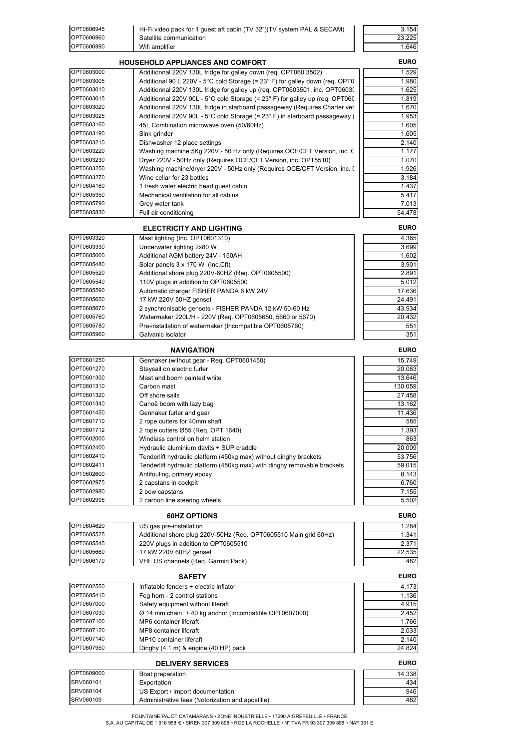| | | |
|---|---|---|
| OPT0606945 | Hi-Fi video pack for 1 guest aft cabin (TV 32")(TV system PAL & SECAM) | 3.154 |
| OPT0606960 | Satellite communication | 23.225 |
| OPT0606990 | Wifi amplifier | 1.646 |

## HOUSEHOLD APPLIANCES AND COMFORT

| | | EURO |
|---|---|---|
| OPT0603000 | Additionnal 220V 130L fridge for galley down (req. OPT060 3502) | 1.529 |
| OPT0603005 | Additional 90 L 220V - 5°C cold Storage (= 23° F) for galley down (req. OPT0 | 1.980 |
| OPT0603010 | Additionnal 220V 130L fridge for galley up (req. OPT0603501, inc. OPT0603( | 1.625 |
| OPT0603015 | Additionnal 220V 90L - 5°C cold Storage (= 23° F) for galley up (req. OPT06C | 1.819 |
| OPT0603020 | Additionnal 220V 130L fridge in starboard passageway (Requires Charter ver | 1.670 |
| OPT0603025 | Additionnal 220V 90L - 5°C cold Storage (= 23° F) in starboard passageway ( | 1.953 |
| OPT0603160 | 45L Combination microwave oven (50/60Hz) | 1.605 |
| OPT0603190 | Sink grinder | 1.605 |
| OPT0603210 | Dishwasher 12 place settings | 2.140 |
| OPT0603220 | Washing machine 5Kg 220V - 50 Hz only (Requires OCE/CFT Version, inc. C | 1.177 |
| OPT0603230 | Dryer 220V - 50Hz only (Requires OCE/CFT Version, inc. OPT5510) | 1.070 |
| OPT0603250 | Washing machine/dryer 220V - 50Hz only (Requires OCE/CFT Version, inc. 5 | 1.926 |
| OPT0603270 | Wine cellar for 23 bottles | 3.184 |
| OPT0604160 | 1 fresh water electric head guest cabin | 1.437 |
| OPT0605350 | Mechanical ventilation for all cabins | 5.417 |
| OPT0605790 | Grey water tank | 7.013 |
| OPT0605830 | Full air conditioning | 54.478 |

## ELECTRICITY AND LIGHTING

| | | EURO |
|---|---|---|
| OPT0603320 | Mast lighting (Inc. OPT0601310) | 4.365 |
| OPT0603330 | Underwater lighting 2x80 W | 3.699 |
| OPT0605000 | Additional AGM battery 24V - 150AH | 1.602 |
| OPT0605480 | Solar panels 3 x 170 W (Inc.Cft) | 3.901 |
| OPT0605520 | Additional shore plug 220V-60HZ (Req. OPT0605500) | 2.891 |
| OPT0605540 | 110V plugs in addition to OPT0605500 | 5.012 |
| OPT0605590 | Automatic charger FISHER PANDA 6 kW 24V | 17.636 |
| OPT0605650 | 17 kW 220V 50HZ genset | 24.491 |
| OPT0605670 | 2 synchronisable gensets - FISHER PANDA 12 kW 50-60 Hz | 43.934 |
| OPT0605760 | Watermaker 220L/H - 220V (Req. OPT0605650, 5660 or 5670) | 20.432 |
| OPT0605780 | Pre-installation of watermaker (Incompatible OPT0605760) | 551 |
| OPT0605960 | Galvanic isolator | 351 |

## NAVIGATION

| | | EURO |
|---|---|---|
| OPT0601250 | Gennaker (without gear - Req. OPT0601450) | 15.749 |
| OPT0601270 | Staysail on electric furler | 20.063 |
| OPT0601300 | Mast and boom painted white | 13.646 |
| OPT0601310 | Carbon mast | 130.059 |
| OPT0601320 | Off shore sails | 27.458 |
| OPT0601340 | Canoë boom with lazy bag | 13.162 |
| OPT0601450 | Gennaker furler and gear | 11.436 |
| OPT0601710 | 2 rope cutters for 40mm shaft | 585 |
| OPT0601712 | 2 rope cutters Ø55 (Req. OPT 1640) | 1.393 |
| OPT0602000 | Windlass control on helm station | 863 |
| OPT0602400 | Hydraulic aluminium davits + SUP craddle | 20.009 |
| OPT0602410 | Tenderlift hydraulic platform (450kg max) without dinghy brackets | 53.756 |
| OPT0602411 | Tenderlift hydraulic platform (450kg max) with dinghy removable brackets | 59.015 |
| OPT0602600 | Antifouling, primary epoxy | 8.143 |
| OPT0602975 | 2 capstans in cockpit | 6.760 |
| OPT0602980 | 2 bow capstans | 7.155 |
| OPT0602995 | 2 carbon line steering wheels | 5.502 |

## 60HZ OPTIONS

| | | EURO |
|---|---|---|
| OPT0604620 | US gas pre-installation | 1.284 |
| OPT0605525 | Additional shore plug 220V-50Hz (Req. OPT0605510 Main grid 60Hz) | 1.341 |
| OPT0605545 | 220V plugs in addition to OPT0605510 | 2.371 |
| OPT0605660 | 17 kW 220V 60HZ genset | 22.535 |
| OPT0606170 | VHF US channels (Req. Garmin Pack) | 482 |

## SAFETY

| | | EURO |
|---|---|---|
| OPT0602550 | Inflatable fenders + electric inflator | 4.173 |
| OPT0605410 | Fog horn - 2 control stations | 1.136 |
| OPT0607000 | Safety equipment without liferaft | 4.915 |
| OPT0607030 | Ø 14 mm chain + 40 kg anchor (Incompatible OPT0607000) | 2.452 |
| OPT0607100 | MP6 container liferaft | 1.766 |
| OPT0607120 | MP8 container liferaft | 2.033 |
| OPT0607140 | MP10 container liferaft | 2.140 |
| OPT0607950 | Dinghy (4.1 m) & engine (40 HP) pack | 24.824 |

## DELIVERY SERVICES

| | | EURO |
|---|---|---|
| OPT0609000 | Boat preparation | 14.338 |
| SRV060101 | Exportation | 434 |
| SRV060104 | US Export / Import documentation | 946 |
| SRV060109 | Administrative fees (Notorization and apostille) | 482 |

FOUNTAINE PAJOT CATAMARANS • ZONE INDUSTRIELLE • 17290 AIGREFEUILLE • FRANCE
S.A. AU CAPITAL DE 1 916 958 € • SIREN 307 309 898 • RCS LA ROCHELLE • N° TVA FR 93 307 309 898 • NAF 351 E